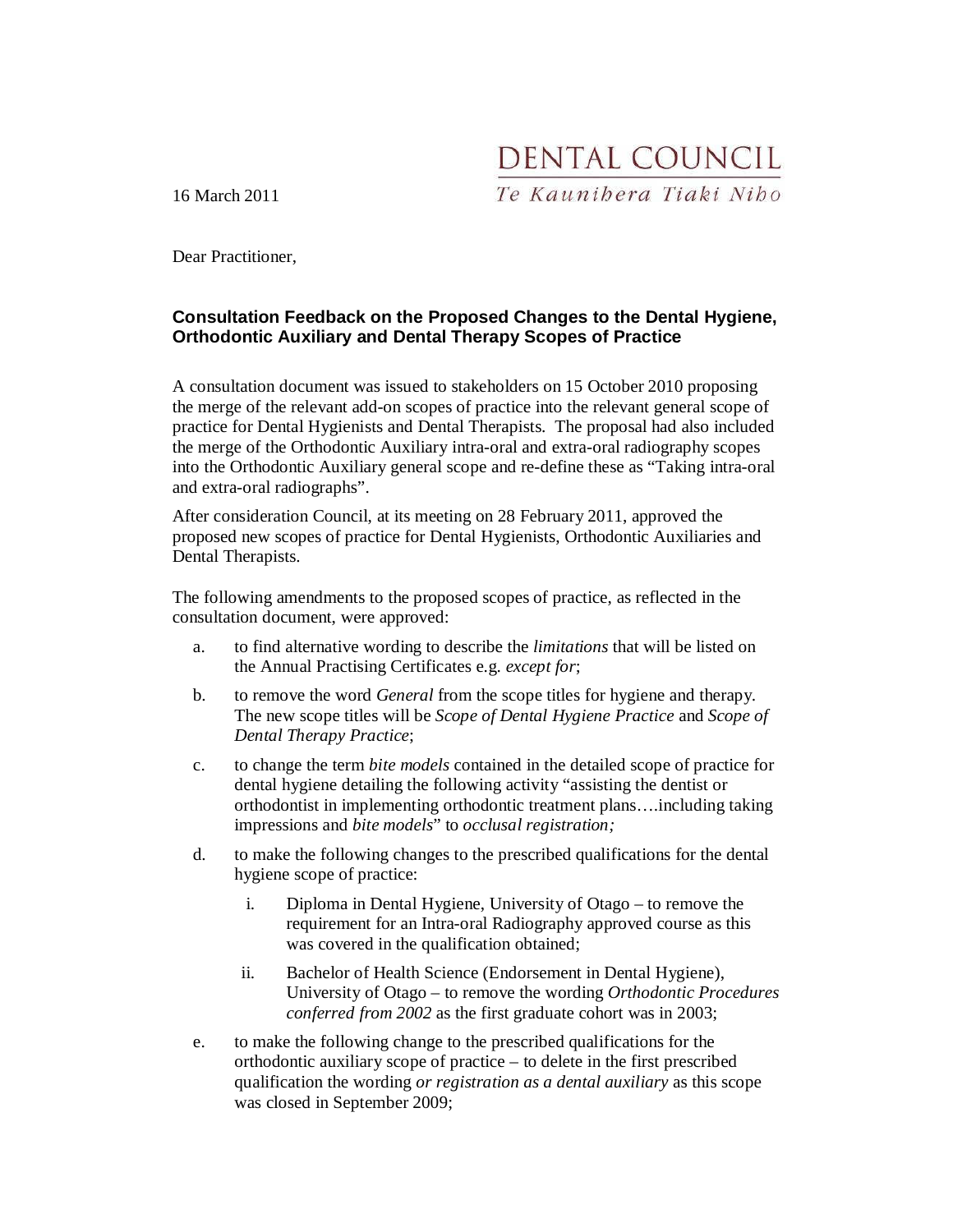DENTAL COUNCIL
*Te Kaunihera Tiaki Niho*

16 March 2011

Dear Practitioner,

**Consultation Feedback on the Proposed Changes to the Dental Hygiene, Orthodontic Auxiliary and Dental Therapy Scopes of Practice**

A consultation document was issued to stakeholders on 15 October 2010 proposing the merge of the relevant add-on scopes of practice into the relevant general scope of practice for Dental Hygienists and Dental Therapists. The proposal had also included the merge of the Orthodontic Auxiliary intra-oral and extra-oral radiography scopes into the Orthodontic Auxiliary general scope and re-define these as "Taking intra-oral and extra-oral radiographs".

After consideration Council, at its meeting on 28 February 2011, approved the proposed new scopes of practice for Dental Hygienists, Orthodontic Auxiliaries and Dental Therapists.

The following amendments to the proposed scopes of practice, as reflected in the consultation document, were approved:

a. to find alternative wording to describe the *limitations* that will be listed on the Annual Practising Certificates e.g. *except for*;

b. to remove the word *General* from the scope titles for hygiene and therapy. The new scope titles will be *Scope of Dental Hygiene Practice* and *Scope of Dental Therapy Practice*;

c. to change the term *bite models* contained in the detailed scope of practice for dental hygiene detailing the following activity "assisting the dentist or orthodontist in implementing orthodontic treatment plans….including taking impressions and *bite models*" to *occlusal registration;*

d. to make the following changes to the prescribed qualifications for the dental hygiene scope of practice:

   i. Diploma in Dental Hygiene, University of Otago – to remove the requirement for an Intra-oral Radiography approved course as this was covered in the qualification obtained;

   ii. Bachelor of Health Science (Endorsement in Dental Hygiene), University of Otago – to remove the wording *Orthodontic Procedures conferred from 2002* as the first graduate cohort was in 2003;

e. to make the following change to the prescribed qualifications for the orthodontic auxiliary scope of practice – to delete in the first prescribed qualification the wording *or registration as a dental auxiliary* as this scope was closed in September 2009;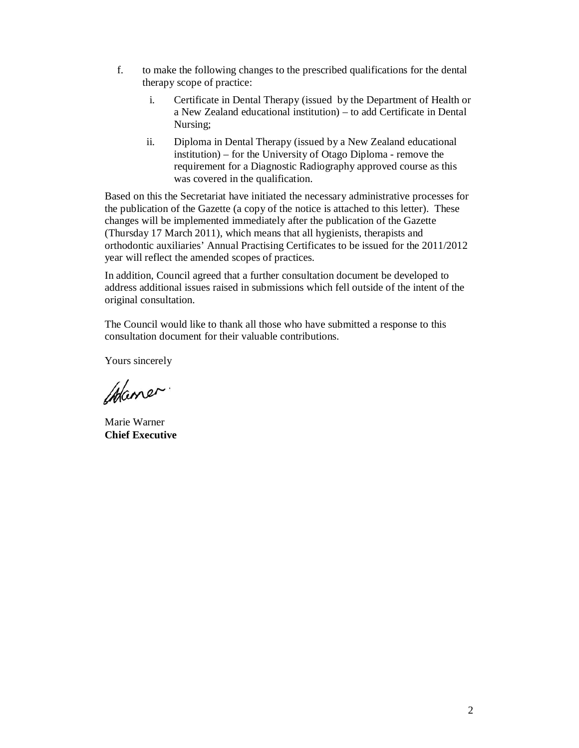f. to make the following changes to the prescribed qualifications for the dental therapy scope of practice:

   i. Certificate in Dental Therapy (issued by the Department of Health or a New Zealand educational institution) – to add Certificate in Dental Nursing;

   ii. Diploma in Dental Therapy (issued by a New Zealand educational institution) – for the University of Otago Diploma - remove the requirement for a Diagnostic Radiography approved course as this was covered in the qualification.

Based on this the Secretariat have initiated the necessary administrative processes for the publication of the Gazette (a copy of the notice is attached to this letter). These changes will be implemented immediately after the publication of the Gazette (Thursday 17 March 2011), which means that all hygienists, therapists and orthodontic auxiliaries' Annual Practising Certificates to be issued for the 2011/2012 year will reflect the amended scopes of practices.

In addition, Council agreed that a further consultation document be developed to address additional issues raised in submissions which fell outside of the intent of the original consultation.

The Council would like to thank all those who have submitted a response to this consultation document for their valuable contributions.

Yours sincerely

Marie Warner
**Chief Executive**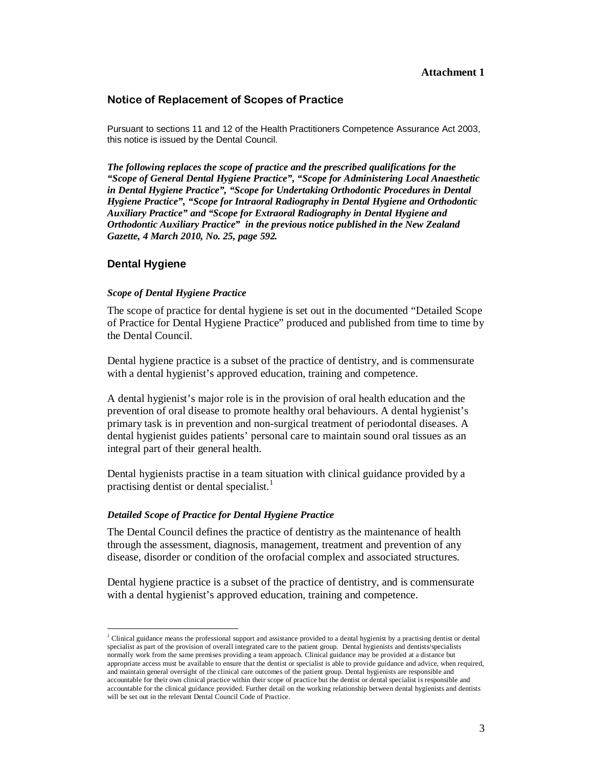**Attachment 1**

## Notice of Replacement of Scopes of Practice

Pursuant to sections 11 and 12 of the Health Practitioners Competence Assurance Act 2003, this notice is issued by the Dental Council.

***The following replaces the scope of practice and the prescribed qualifications for the "Scope of General Dental Hygiene Practice", "Scope for Administering Local Anaesthetic in Dental Hygiene Practice", "Scope for Undertaking Orthodontic Procedures in Dental Hygiene Practice", "Scope for Intraoral Radiography in Dental Hygiene and Orthodontic Auxiliary Practice" and "Scope for Extraoral Radiography in Dental Hygiene and Orthodontic Auxiliary Practice" in the previous notice published in the New Zealand Gazette, 4 March 2010, No. 25, page 592.***

## Dental Hygiene

### *Scope of Dental Hygiene Practice*

The scope of practice for dental hygiene is set out in the documented "Detailed Scope of Practice for Dental Hygiene Practice" produced and published from time to time by the Dental Council.

Dental hygiene practice is a subset of the practice of dentistry, and is commensurate with a dental hygienist's approved education, training and competence.

A dental hygienist's major role is in the provision of oral health education and the prevention of oral disease to promote healthy oral behaviours. A dental hygienist's primary task is in prevention and non-surgical treatment of periodontal diseases. A dental hygienist guides patients' personal care to maintain sound oral tissues as an integral part of their general health.

Dental hygienists practise in a team situation with clinical guidance provided by a practising dentist or dental specialist.[1]

### *Detailed Scope of Practice for Dental Hygiene Practice*

The Dental Council defines the practice of dentistry as the maintenance of health through the assessment, diagnosis, management, treatment and prevention of any disease, disorder or condition of the orofacial complex and associated structures.

Dental hygiene practice is a subset of the practice of dentistry, and is commensurate with a dental hygienist's approved education, training and competence.

---

[1] Clinical guidance means the professional support and assistance provided to a dental hygienist by a practising dentist or dental specialist as part of the provision of overall integrated care to the patient group. Dental hygienists and dentists/specialists normally work from the same premises providing a team approach. Clinical guidance may be provided at a distance but appropriate access must be available to ensure that the dentist or specialist is able to provide guidance and advice, when required, and maintain general oversight of the clinical care outcomes of the patient group. Dental hygienists are responsible and accountable for their own clinical practice within their scope of practice but the dentist or dental specialist is responsible and accountable for the clinical guidance provided. Further detail on the working relationship between dental hygienists and dentists will be set out in the relevant Dental Council Code of Practice.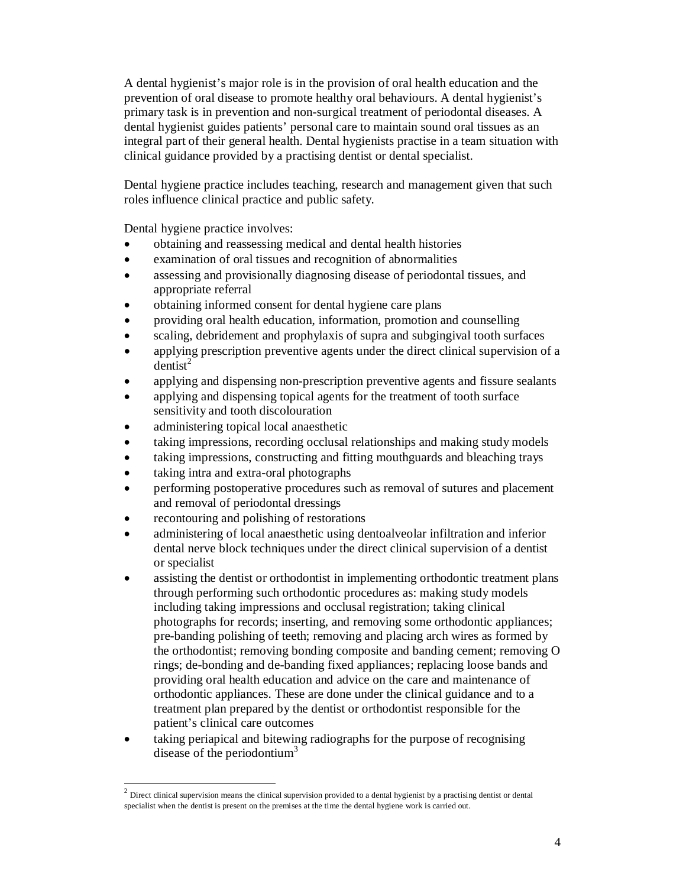A dental hygienist's major role is in the provision of oral health education and the prevention of oral disease to promote healthy oral behaviours. A dental hygienist's primary task is in prevention and non-surgical treatment of periodontal diseases. A dental hygienist guides patients' personal care to maintain sound oral tissues as an integral part of their general health. Dental hygienists practise in a team situation with clinical guidance provided by a practising dentist or dental specialist.

Dental hygiene practice includes teaching, research and management given that such roles influence clinical practice and public safety.

Dental hygiene practice involves:

- obtaining and reassessing medical and dental health histories
- examination of oral tissues and recognition of abnormalities
- assessing and provisionally diagnosing disease of periodontal tissues, and appropriate referral
- obtaining informed consent for dental hygiene care plans
- providing oral health education, information, promotion and counselling
- scaling, debridement and prophylaxis of supra and subgingival tooth surfaces
- applying prescription preventive agents under the direct clinical supervision of a dentist[2]
- applying and dispensing non-prescription preventive agents and fissure sealants
- applying and dispensing topical agents for the treatment of tooth surface sensitivity and tooth discolouration
- administering topical local anaesthetic
- taking impressions, recording occlusal relationships and making study models
- taking impressions, constructing and fitting mouthguards and bleaching trays
- taking intra and extra-oral photographs
- performing postoperative procedures such as removal of sutures and placement and removal of periodontal dressings
- recontouring and polishing of restorations
- administering of local anaesthetic using dentoalveolar infiltration and inferior dental nerve block techniques under the direct clinical supervision of a dentist or specialist
- assisting the dentist or orthodontist in implementing orthodontic treatment plans through performing such orthodontic procedures as: making study models including taking impressions and occlusal registration; taking clinical photographs for records; inserting, and removing some orthodontic appliances; pre-banding polishing of teeth; removing and placing arch wires as formed by the orthodontist; removing bonding composite and banding cement; removing O rings; de-bonding and de-banding fixed appliances; replacing loose bands and providing oral health education and advice on the care and maintenance of orthodontic appliances. These are done under the clinical guidance and to a treatment plan prepared by the dentist or orthodontist responsible for the patient's clinical care outcomes
- taking periapical and bitewing radiographs for the purpose of recognising disease of the periodontium[3]

---

[2] Direct clinical supervision means the clinical supervision provided to a dental hygienist by a practising dentist or dental specialist when the dentist is present on the premises at the time the dental hygiene work is carried out.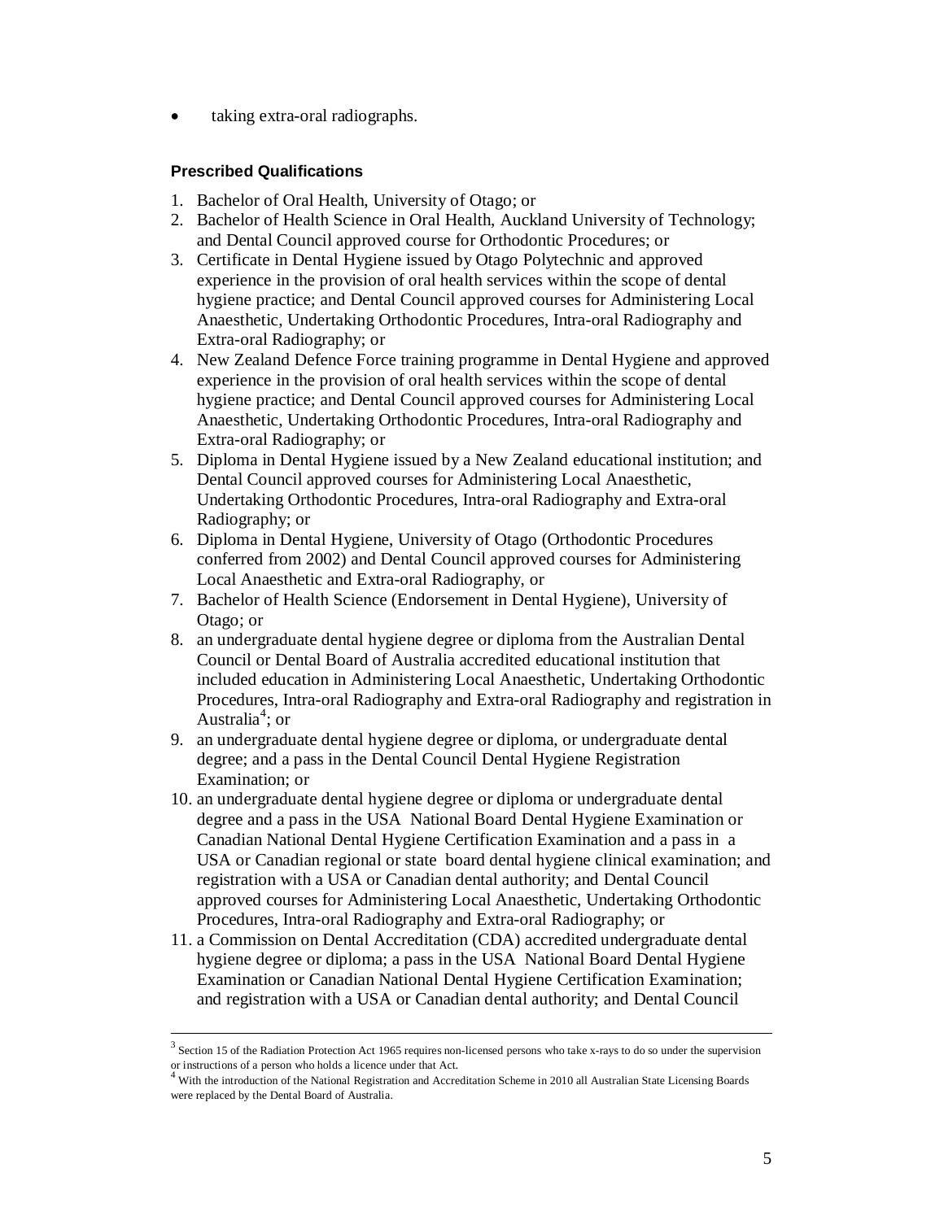- taking extra-oral radiographs.

**Prescribed Qualifications**

1. Bachelor of Oral Health, University of Otago; or
2. Bachelor of Health Science in Oral Health, Auckland University of Technology; and Dental Council approved course for Orthodontic Procedures; or
3. Certificate in Dental Hygiene issued by Otago Polytechnic and approved experience in the provision of oral health services within the scope of dental hygiene practice; and Dental Council approved courses for Administering Local Anaesthetic, Undertaking Orthodontic Procedures, Intra-oral Radiography and Extra-oral Radiography; or
4. New Zealand Defence Force training programme in Dental Hygiene and approved experience in the provision of oral health services within the scope of dental hygiene practice; and Dental Council approved courses for Administering Local Anaesthetic, Undertaking Orthodontic Procedures, Intra-oral Radiography and Extra-oral Radiography; or
5. Diploma in Dental Hygiene issued by a New Zealand educational institution; and Dental Council approved courses for Administering Local Anaesthetic, Undertaking Orthodontic Procedures, Intra-oral Radiography and Extra-oral Radiography; or
6. Diploma in Dental Hygiene, University of Otago (Orthodontic Procedures conferred from 2002) and Dental Council approved courses for Administering Local Anaesthetic and Extra-oral Radiography, or
7. Bachelor of Health Science (Endorsement in Dental Hygiene), University of Otago; or
8. an undergraduate dental hygiene degree or diploma from the Australian Dental Council or Dental Board of Australia accredited educational institution that included education in Administering Local Anaesthetic, Undertaking Orthodontic Procedures, Intra-oral Radiography and Extra-oral Radiography and registration in Australia[4]; or
9. an undergraduate dental hygiene degree or diploma, or undergraduate dental degree; and a pass in the Dental Council Dental Hygiene Registration Examination; or
10. an undergraduate dental hygiene degree or diploma or undergraduate dental degree and a pass in the USA National Board Dental Hygiene Examination or Canadian National Dental Hygiene Certification Examination and a pass in a USA or Canadian regional or state board dental hygiene clinical examination; and registration with a USA or Canadian dental authority; and Dental Council approved courses for Administering Local Anaesthetic, Undertaking Orthodontic Procedures, Intra-oral Radiography and Extra-oral Radiography; or
11. a Commission on Dental Accreditation (CDA) accredited undergraduate dental hygiene degree or diploma; a pass in the USA National Board Dental Hygiene Examination or Canadian National Dental Hygiene Certification Examination; and registration with a USA or Canadian dental authority; and Dental Council

---

[3] Section 15 of the Radiation Protection Act 1965 requires non-licensed persons who take x-rays to do so under the supervision or instructions of a person who holds a licence under that Act.

[4] With the introduction of the National Registration and Accreditation Scheme in 2010 all Australian State Licensing Boards were replaced by the Dental Board of Australia.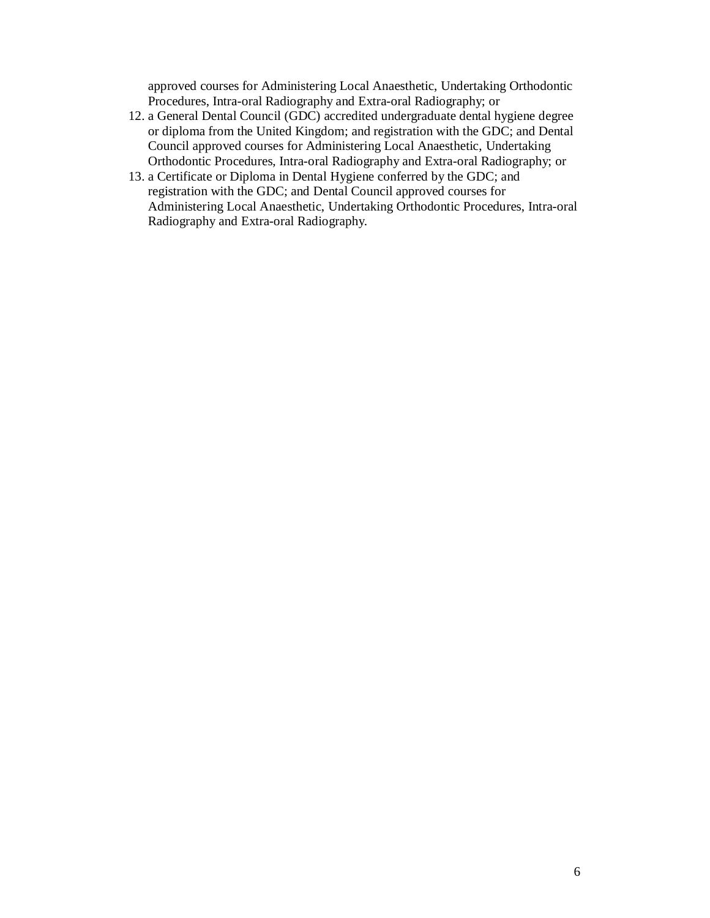approved courses for Administering Local Anaesthetic, Undertaking Orthodontic Procedures, Intra-oral Radiography and Extra-oral Radiography; or

12. a General Dental Council (GDC) accredited undergraduate dental hygiene degree or diploma from the United Kingdom; and registration with the GDC; and Dental Council approved courses for Administering Local Anaesthetic, Undertaking Orthodontic Procedures, Intra-oral Radiography and Extra-oral Radiography; or
13. a Certificate or Diploma in Dental Hygiene conferred by the GDC; and registration with the GDC; and Dental Council approved courses for Administering Local Anaesthetic, Undertaking Orthodontic Procedures, Intra-oral Radiography and Extra-oral Radiography.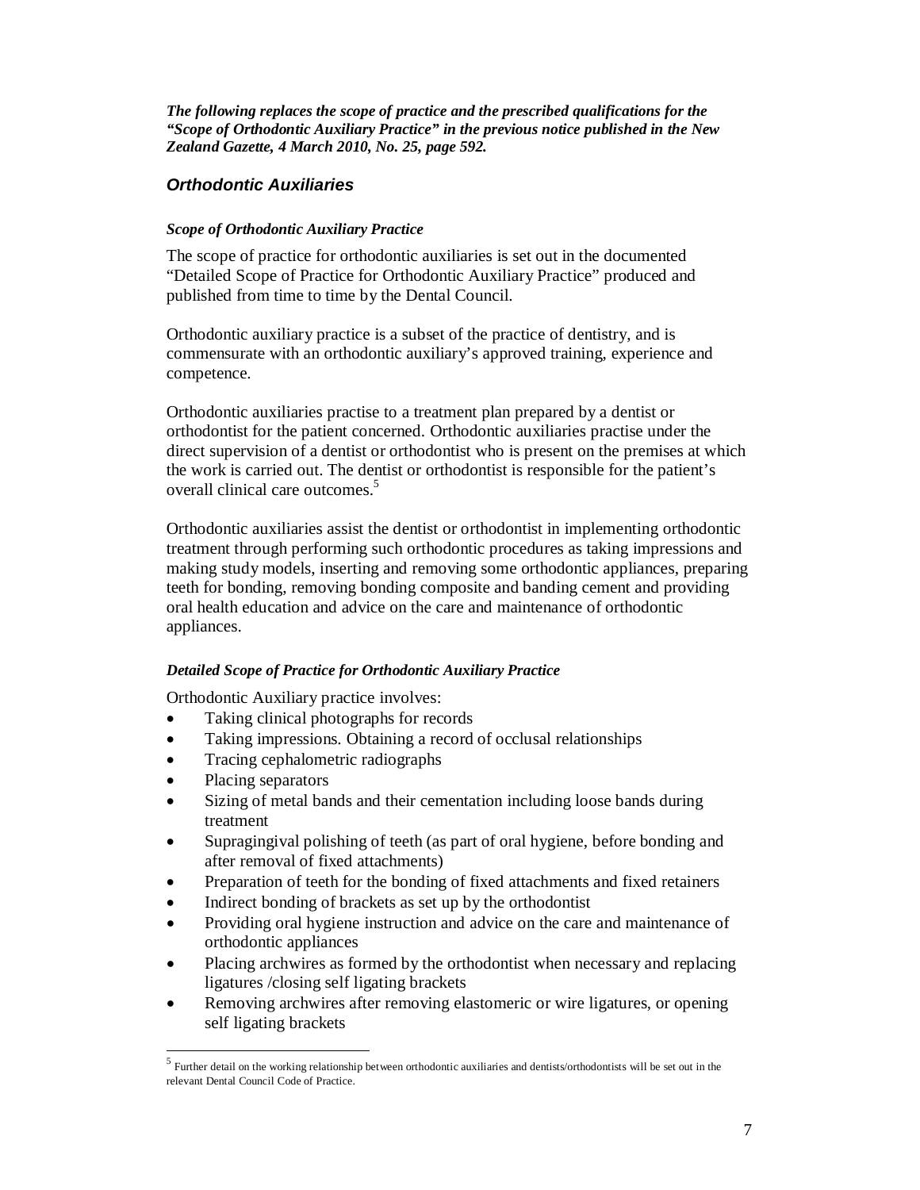***The following replaces the scope of practice and the prescribed qualifications for the "Scope of Orthodontic Auxiliary Practice" in the previous notice published in the New Zealand Gazette, 4 March 2010, No. 25, page 592.***

### *Orthodontic Auxiliaries*

#### *Scope of Orthodontic Auxiliary Practice*

The scope of practice for orthodontic auxiliaries is set out in the documented "Detailed Scope of Practice for Orthodontic Auxiliary Practice" produced and published from time to time by the Dental Council.

Orthodontic auxiliary practice is a subset of the practice of dentistry, and is commensurate with an orthodontic auxiliary's approved training, experience and competence.

Orthodontic auxiliaries practise to a treatment plan prepared by a dentist or orthodontist for the patient concerned. Orthodontic auxiliaries practise under the direct supervision of a dentist or orthodontist who is present on the premises at which the work is carried out. The dentist or orthodontist is responsible for the patient's overall clinical care outcomes.[5]

Orthodontic auxiliaries assist the dentist or orthodontist in implementing orthodontic treatment through performing such orthodontic procedures as taking impressions and making study models, inserting and removing some orthodontic appliances, preparing teeth for bonding, removing bonding composite and banding cement and providing oral health education and advice on the care and maintenance of orthodontic appliances.

#### *Detailed Scope of Practice for Orthodontic Auxiliary Practice*

Orthodontic Auxiliary practice involves:

- Taking clinical photographs for records
- Taking impressions. Obtaining a record of occlusal relationships
- Tracing cephalometric radiographs
- Placing separators
- Sizing of metal bands and their cementation including loose bands during treatment
- Supragingival polishing of teeth (as part of oral hygiene, before bonding and after removal of fixed attachments)
- Preparation of teeth for the bonding of fixed attachments and fixed retainers
- Indirect bonding of brackets as set up by the orthodontist
- Providing oral hygiene instruction and advice on the care and maintenance of orthodontic appliances
- Placing archwires as formed by the orthodontist when necessary and replacing ligatures /closing self ligating brackets
- Removing archwires after removing elastomeric or wire ligatures, or opening self ligating brackets

---

[5] Further detail on the working relationship between orthodontic auxiliaries and dentists/orthodontists will be set out in the relevant Dental Council Code of Practice.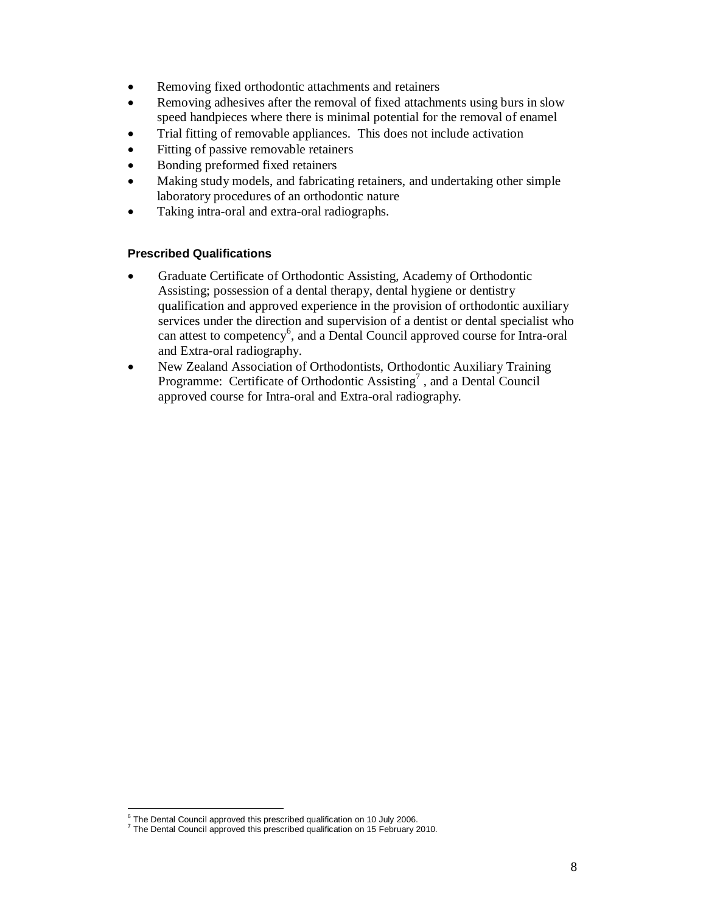- Removing fixed orthodontic attachments and retainers
- Removing adhesives after the removal of fixed attachments using burs in slow speed handpieces where there is minimal potential for the removal of enamel
- Trial fitting of removable appliances. This does not include activation
- Fitting of passive removable retainers
- Bonding preformed fixed retainers
- Making study models, and fabricating retainers, and undertaking other simple laboratory procedures of an orthodontic nature
- Taking intra-oral and extra-oral radiographs.

**Prescribed Qualifications**

- Graduate Certificate of Orthodontic Assisting, Academy of Orthodontic Assisting; possession of a dental therapy, dental hygiene or dentistry qualification and approved experience in the provision of orthodontic auxiliary services under the direction and supervision of a dentist or dental specialist who can attest to competency[6], and a Dental Council approved course for Intra-oral and Extra-oral radiography.
- New Zealand Association of Orthodontists, Orthodontic Auxiliary Training Programme: Certificate of Orthodontic Assisting[7] , and a Dental Council approved course for Intra-oral and Extra-oral radiography.

---

[6] The Dental Council approved this prescribed qualification on 10 July 2006.
[7] The Dental Council approved this prescribed qualification on 15 February 2010.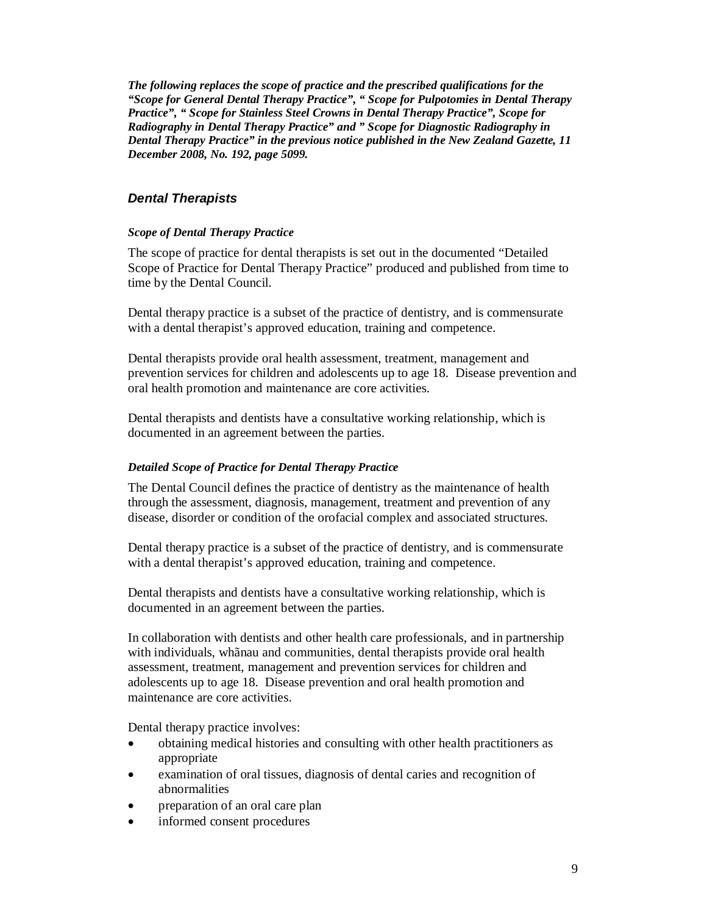***The following replaces the scope of practice and the prescribed qualifications for the "Scope for General Dental Therapy Practice", " Scope for Pulpotomies in Dental Therapy Practice", " Scope for Stainless Steel Crowns in Dental Therapy Practice", Scope for Radiography in Dental Therapy Practice" and " Scope for Diagnostic Radiography in Dental Therapy Practice" in the previous notice published in the New Zealand Gazette, 11 December 2008, No. 192, page 5099.***

## *Dental Therapists*

### *Scope of Dental Therapy Practice*

The scope of practice for dental therapists is set out in the documented "Detailed Scope of Practice for Dental Therapy Practice" produced and published from time to time by the Dental Council.

Dental therapy practice is a subset of the practice of dentistry, and is commensurate with a dental therapist's approved education, training and competence.

Dental therapists provide oral health assessment, treatment, management and prevention services for children and adolescents up to age 18. Disease prevention and oral health promotion and maintenance are core activities.

Dental therapists and dentists have a consultative working relationship, which is documented in an agreement between the parties.

### *Detailed Scope of Practice for Dental Therapy Practice*

The Dental Council defines the practice of dentistry as the maintenance of health through the assessment, diagnosis, management, treatment and prevention of any disease, disorder or condition of the orofacial complex and associated structures.

Dental therapy practice is a subset of the practice of dentistry, and is commensurate with a dental therapist's approved education, training and competence.

Dental therapists and dentists have a consultative working relationship, which is documented in an agreement between the parties.

In collaboration with dentists and other health care professionals, and in partnership with individuals, whãnau and communities, dental therapists provide oral health assessment, treatment, management and prevention services for children and adolescents up to age 18. Disease prevention and oral health promotion and maintenance are core activities.

Dental therapy practice involves:

- obtaining medical histories and consulting with other health practitioners as appropriate
- examination of oral tissues, diagnosis of dental caries and recognition of abnormalities
- preparation of an oral care plan
- informed consent procedures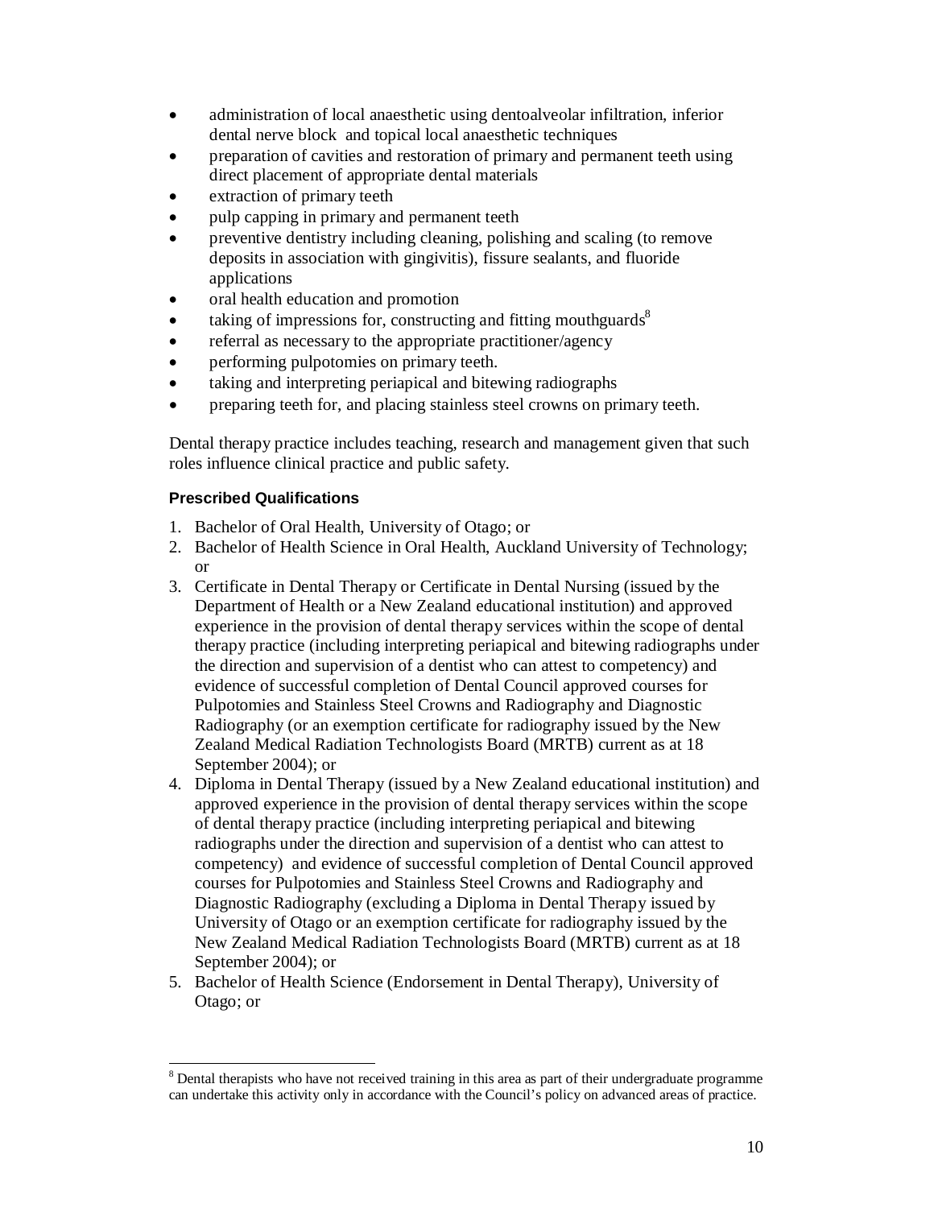- administration of local anaesthetic using dentoalveolar infiltration, inferior dental nerve block and topical local anaesthetic techniques
- preparation of cavities and restoration of primary and permanent teeth using direct placement of appropriate dental materials
- extraction of primary teeth
- pulp capping in primary and permanent teeth
- preventive dentistry including cleaning, polishing and scaling (to remove deposits in association with gingivitis), fissure sealants, and fluoride applications
- oral health education and promotion
- taking of impressions for, constructing and fitting mouthguards[8]
- referral as necessary to the appropriate practitioner/agency
- performing pulpotomies on primary teeth.
- taking and interpreting periapical and bitewing radiographs
- preparing teeth for, and placing stainless steel crowns on primary teeth.

Dental therapy practice includes teaching, research and management given that such roles influence clinical practice and public safety.

**Prescribed Qualifications**

1. Bachelor of Oral Health, University of Otago; or
2. Bachelor of Health Science in Oral Health, Auckland University of Technology; or
3. Certificate in Dental Therapy or Certificate in Dental Nursing (issued by the Department of Health or a New Zealand educational institution) and approved experience in the provision of dental therapy services within the scope of dental therapy practice (including interpreting periapical and bitewing radiographs under the direction and supervision of a dentist who can attest to competency) and evidence of successful completion of Dental Council approved courses for Pulpotomies and Stainless Steel Crowns and Radiography and Diagnostic Radiography (or an exemption certificate for radiography issued by the New Zealand Medical Radiation Technologists Board (MRTB) current as at 18 September 2004); or
4. Diploma in Dental Therapy (issued by a New Zealand educational institution) and approved experience in the provision of dental therapy services within the scope of dental therapy practice (including interpreting periapical and bitewing radiographs under the direction and supervision of a dentist who can attest to competency) and evidence of successful completion of Dental Council approved courses for Pulpotomies and Stainless Steel Crowns and Radiography and Diagnostic Radiography (excluding a Diploma in Dental Therapy issued by University of Otago or an exemption certificate for radiography issued by the New Zealand Medical Radiation Technologists Board (MRTB) current as at 18 September 2004); or
5. Bachelor of Health Science (Endorsement in Dental Therapy), University of Otago; or

[8] Dental therapists who have not received training in this area as part of their undergraduate programme can undertake this activity only in accordance with the Council's policy on advanced areas of practice.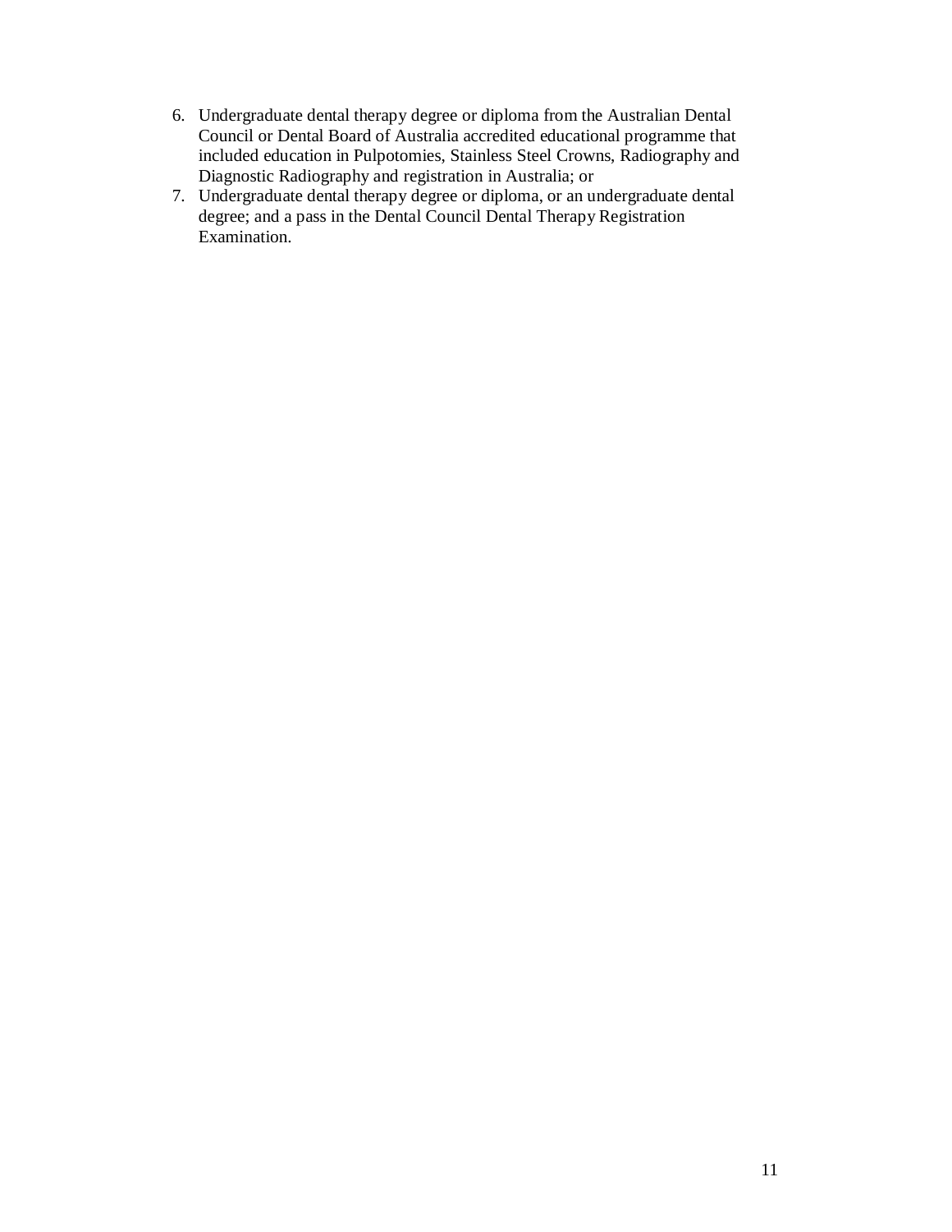6. Undergraduate dental therapy degree or diploma from the Australian Dental Council or Dental Board of Australia accredited educational programme that included education in Pulpotomies, Stainless Steel Crowns, Radiography and Diagnostic Radiography and registration in Australia; or
7. Undergraduate dental therapy degree or diploma, or an undergraduate dental degree; and a pass in the Dental Council Dental Therapy Registration Examination.